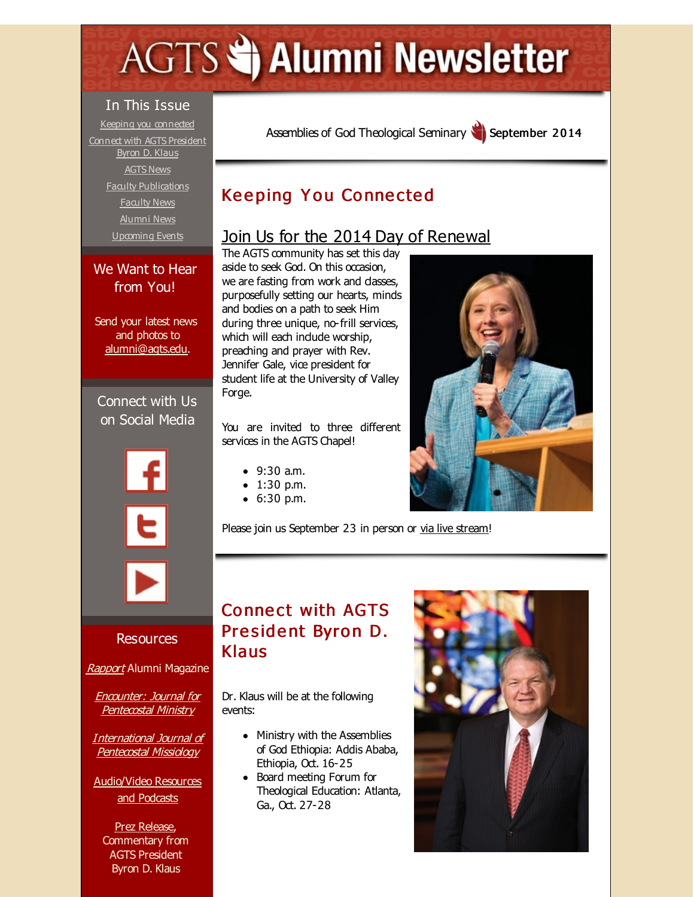# AGTS Alumni Newsletter

## In This Issue

Keeping you connected

Connect with AGTS President Byron D. Klaus

AGTS News

Faculty Publications

Faculty News

Alumni News

Upcoming Events

## We Want to Hear from You!

Send your latest news and photos to alumni@agts.edu.

## Connect with Us on Social Media

## Resources

*Rapport* Alumni Magazine

*Encounter: Journal for Pentecostal Ministry*

*International Journal of Pentecostal Missiology*

Audio/Video Resources and Podcasts

Prez Release, Commentary from AGTS President Byron D. Klaus

Assemblies of God Theological Seminary **September 2014**

## Keeping You Connected

### Join Us for the 2014 Day of Renewal

The AGTS community has set this day aside to seek God. On this occasion, we are fasting from work and classes, purposefully setting our hearts, minds and bodies on a path to seek Him during three unique, no-frill services, which will each include worship, preaching and prayer with Rev. Jennifer Gale, vice president for student life at the University of Valley Forge.

You are invited to three different services in the AGTS Chapel!

- 9:30 a.m.
- 1:30 p.m.
- 6:30 p.m.

Please join us September 23 in person or via live stream!

## Connect with AGTS President Byron D. Klaus

Dr. Klaus will be at the following events:

- Ministry with the Assemblies of God Ethiopia: Addis Ababa, Ethiopia, Oct. 16-25
- Board meeting Forum for Theological Education: Atlanta, Ga., Oct. 27-28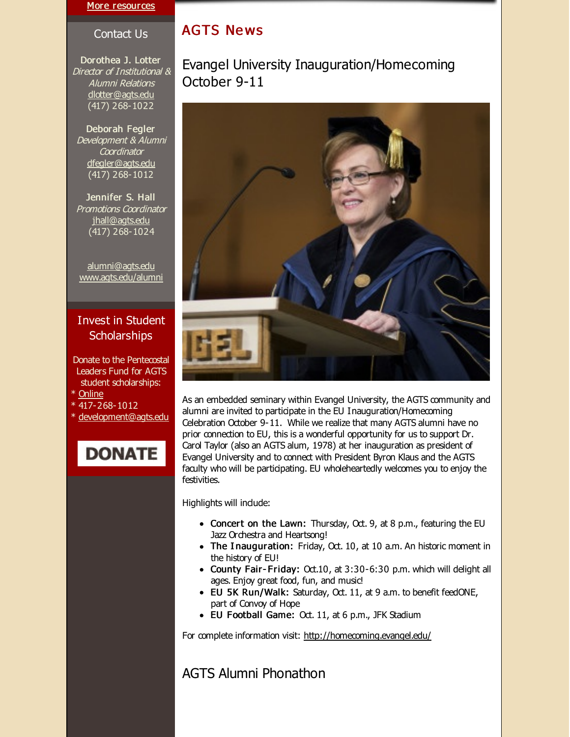More resources

## Contact Us

**Dorothea J. Lotter**
*Director of Institutional & Alumni Relations*
dlotter@agts.edu
(417) 268-1022

**Deborah Fegler**
*Development & Alumni Coordinator*
dfegler@agts.edu
(417) 268-1012

**Jennifer S. Hall**
*Promotions Coordinator*
jhall@agts.edu
(417) 268-1024

alumni@agts.edu
www.agts.edu/alumni

## Invest in Student Scholarships

Donate to the Pentecostal Leaders Fund for AGTS student scholarships:
* Online
* 417-268-1012
* development@agts.edu

DONATE

# AGTS News

## Evangel University Inauguration/Homecoming October 9-11

As an embedded seminary within Evangel University, the AGTS community and alumni are invited to participate in the EU Inauguration/Homecoming Celebration October 9-11. While we realize that many AGTS alumni have no prior connection to EU, this is a wonderful opportunity for us to support Dr. Carol Taylor (also an AGTS alum, 1978) at her inauguration as president of Evangel University and to connect with President Byron Klaus and the AGTS faculty who will be participating. EU wholeheartedly welcomes you to enjoy the festivities.

Highlights will include:

- **Concert on the Lawn:** Thursday, Oct. 9, at 8 p.m., featuring the EU Jazz Orchestra and Heartsong!
- **The Inauguration:** Friday, Oct. 10, at 10 a.m. An historic moment in the history of EU!
- **County Fair-Friday:** Oct.10, at 3:30-6:30 p.m. which will delight all ages. Enjoy great food, fun, and music!
- **EU 5K Run/Walk:** Saturday, Oct. 11, at 9 a.m. to benefit feedONE, part of Convoy of Hope
- **EU Football Game:** Oct. 11, at 6 p.m., JFK Stadium

For complete information visit: http://homecoming.evangel.edu/

## AGTS Alumni Phonathon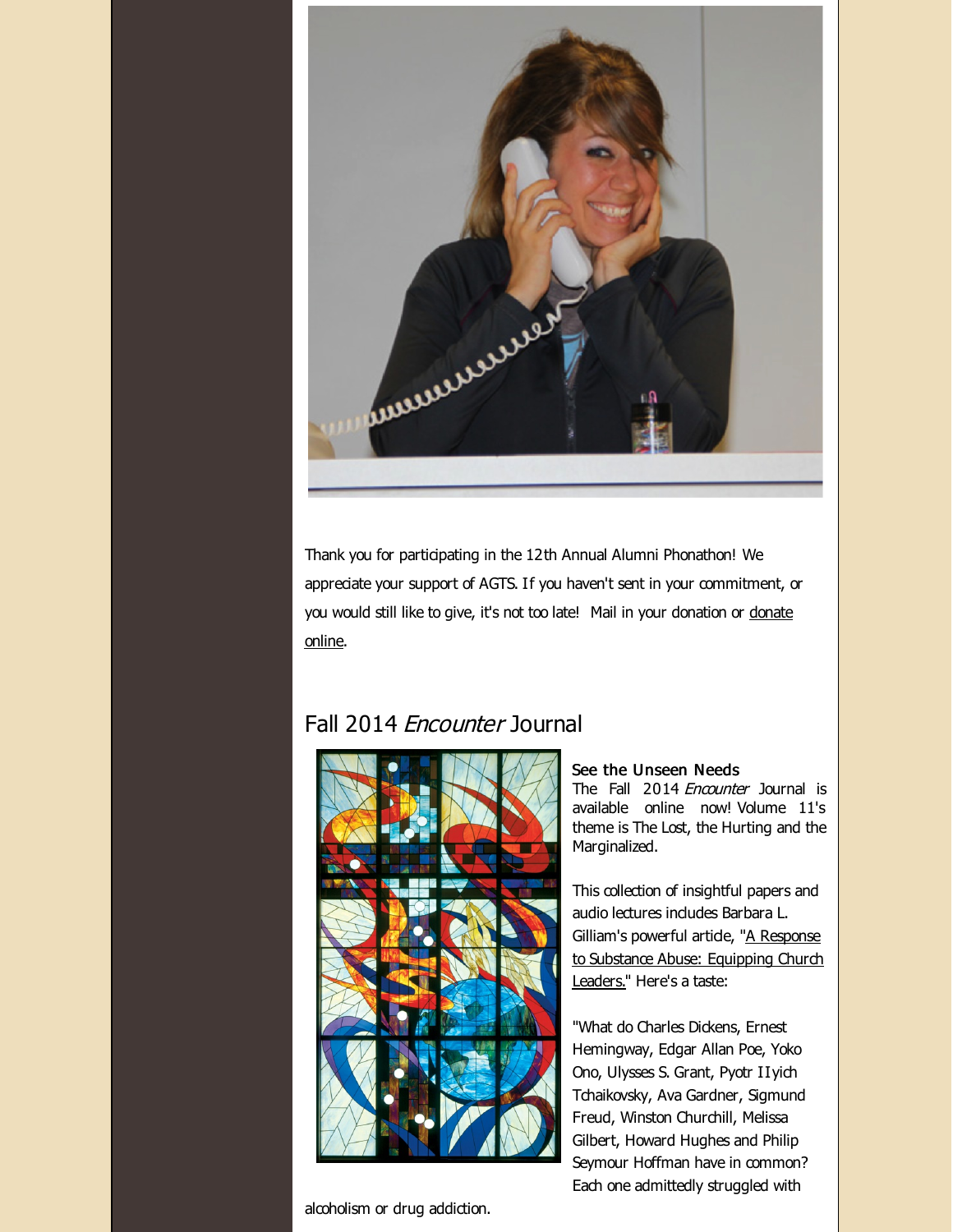Thank you for participating in the 12th Annual Alumni Phonathon! We appreciate your support of AGTS. If you haven't sent in your commitment, or you would still like to give, it's not too late! Mail in your donation or donate online.

## Fall 2014 *Encounter* Journal

**See the Unseen Needs**

The Fall 2014 *Encounter* Journal is available online now! Volume 11's theme is The Lost, the Hurting and the Marginalized.

This collection of insightful papers and audio lectures includes Barbara L. Gilliam's powerful article, "A Response to Substance Abuse: Equipping Church Leaders." Here's a taste:

"What do Charles Dickens, Ernest Hemingway, Edgar Allan Poe, Yoko Ono, Ulysses S. Grant, Pyotr Ilyich Tchaikovsky, Ava Gardner, Sigmund Freud, Winston Churchill, Melissa Gilbert, Howard Hughes and Philip Seymour Hoffman have in common? Each one admittedly struggled with alcoholism or drug addiction.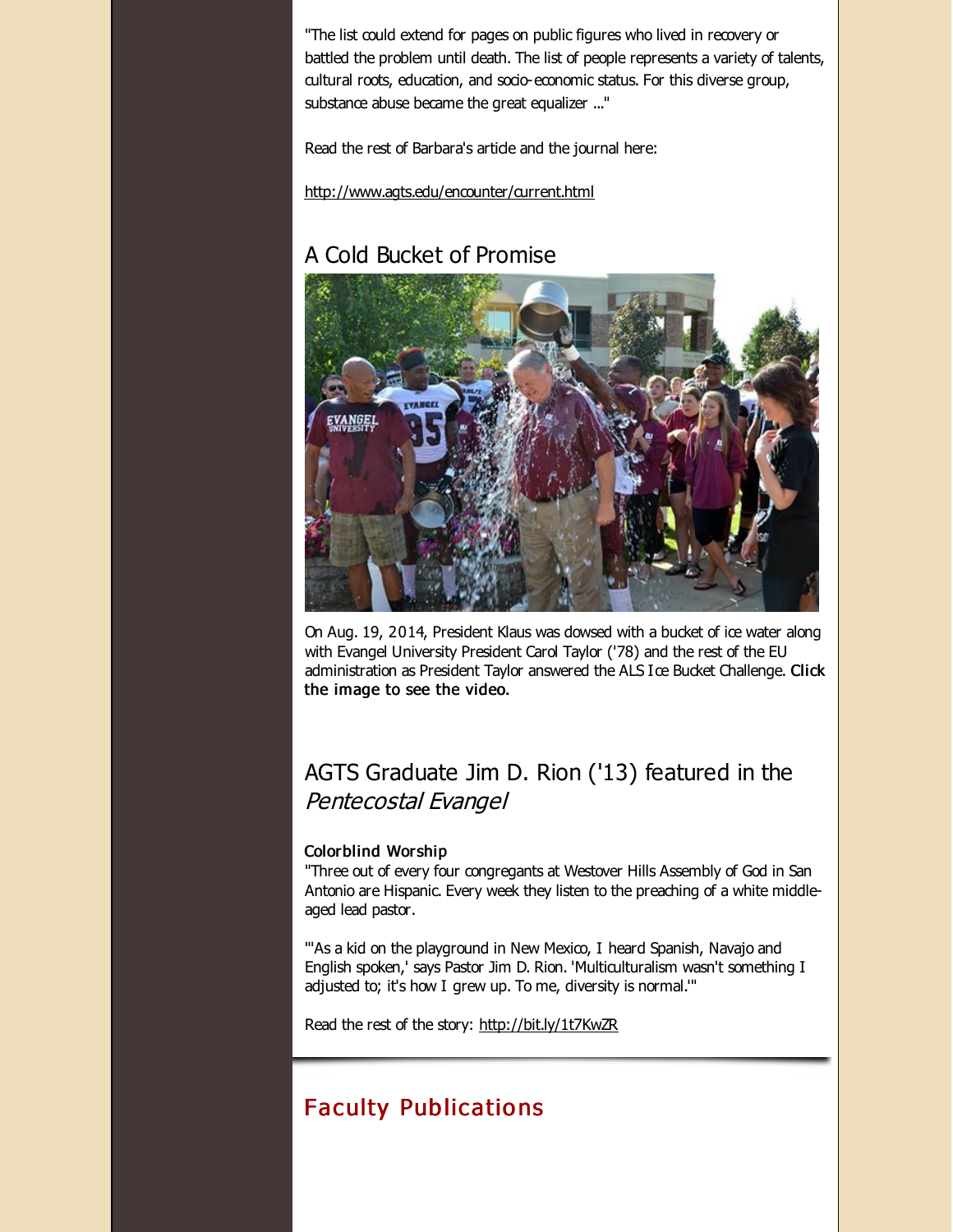"The list could extend for pages on public figures who lived in recovery or battled the problem until death. The list of people represents a variety of talents, cultural roots, education, and socio-economic status. For this diverse group, substance abuse became the great equalizer ..."

Read the rest of Barbara's article and the journal here:

http://www.agts.edu/encounter/current.html

## A Cold Bucket of Promise

On Aug. 19, 2014, President Klaus was dowsed with a bucket of ice water along with Evangel University President Carol Taylor ('78) and the rest of the EU administration as President Taylor answered the ALS Ice Bucket Challenge. **Click the image to see the video.**

## AGTS Graduate Jim D. Rion ('13) featured in the *Pentecostal Evangel*

**Colorblind Worship**

"Three out of every four congregants at Westover Hills Assembly of God in San Antonio are Hispanic. Every week they listen to the preaching of a white middle-aged lead pastor.

"'As a kid on the playground in New Mexico, I heard Spanish, Navajo and English spoken,' says Pastor Jim D. Rion. 'Multiculturalism wasn't something I adjusted to; it's how I grew up. To me, diversity is normal.'"

Read the rest of the story: http://bit.ly/1t7KwZR

## Faculty Publications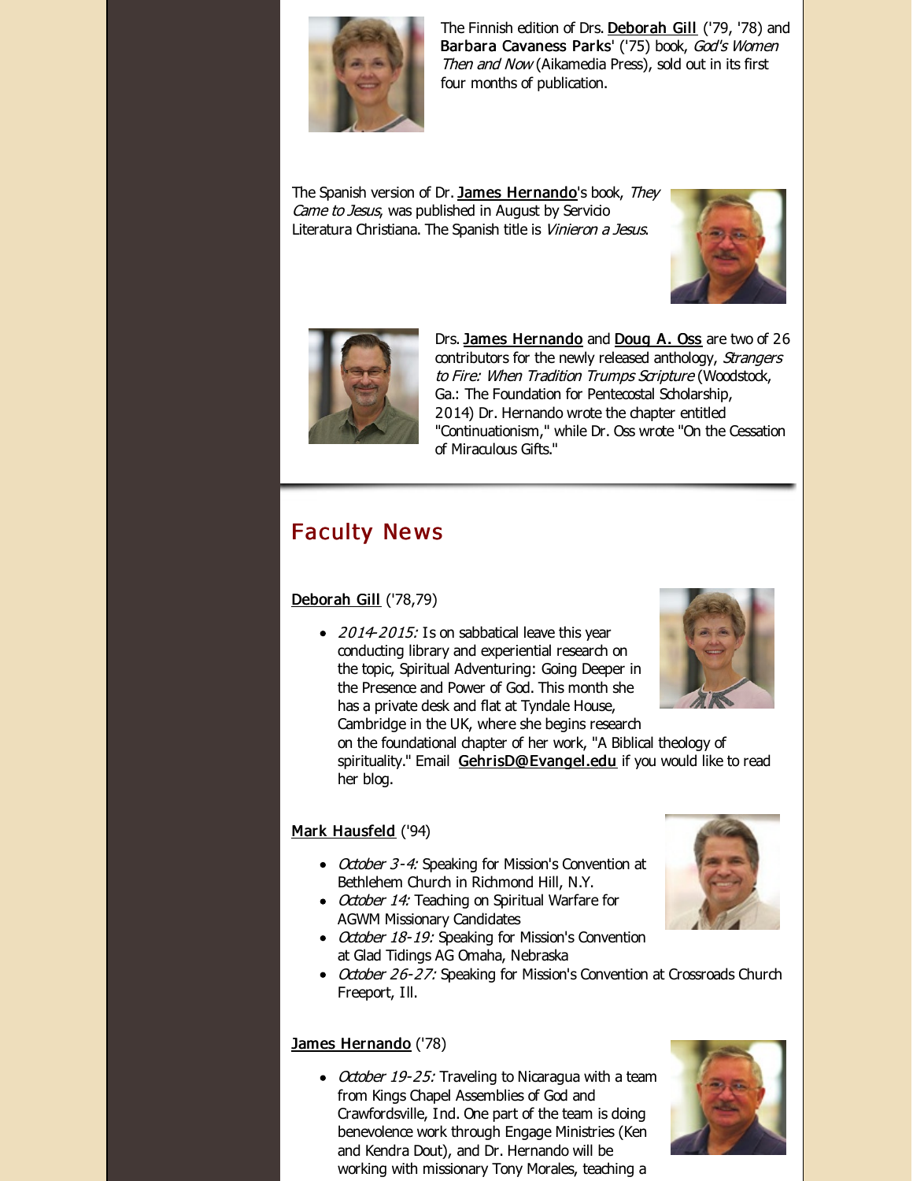The Finnish edition of Drs. **Deborah Gill** ('79, '78) and **Barbara Cavaness Parks**' ('75) book, *God's Women Then and Now* (Aikamedia Press), sold out in its first four months of publication.

The Spanish version of Dr. **James Hernando**'s book, *They Came to Jesus*, was published in August by Servicio Literatura Christiana. The Spanish title is *Vinieron a Jesus*.

Drs. **James Hernando** and **Doug A. Oss** are two of 26 contributors for the newly released anthology, *Strangers to Fire: When Tradition Trumps Scripture* (Woodstock, Ga.: The Foundation for Pentecostal Scholarship, 2014) Dr. Hernando wrote the chapter entitled "Continuationism," while Dr. Oss wrote "On the Cessation of Miraculous Gifts."

## Faculty News

**Deborah Gill** ('78,79)

- *2014-2015:* Is on sabbatical leave this year conducting library and experiential research on the topic, Spiritual Adventuring: Going Deeper in the Presence and Power of God. This month she has a private desk and flat at Tyndale House, Cambridge in the UK, where she begins research on the foundational chapter of her work, "A Biblical theology of spirituality." Email **GehrisD@Evangel.edu** if you would like to read her blog.

**Mark Hausfeld** ('94)

- *October 3-4:* Speaking for Mission's Convention at Bethlehem Church in Richmond Hill, N.Y.
- *October 14:* Teaching on Spiritual Warfare for AGWM Missionary Candidates
- *October 18-19:* Speaking for Mission's Convention at Glad Tidings AG Omaha, Nebraska
- *October 26-27:* Speaking for Mission's Convention at Crossroads Church Freeport, Ill.

**James Hernando** ('78)

- *October 19-25:* Traveling to Nicaragua with a team from Kings Chapel Assemblies of God and Crawfordsville, Ind. One part of the team is doing benevolence work through Engage Ministries (Ken and Kendra Dout), and Dr. Hernando will be working with missionary Tony Morales, teaching a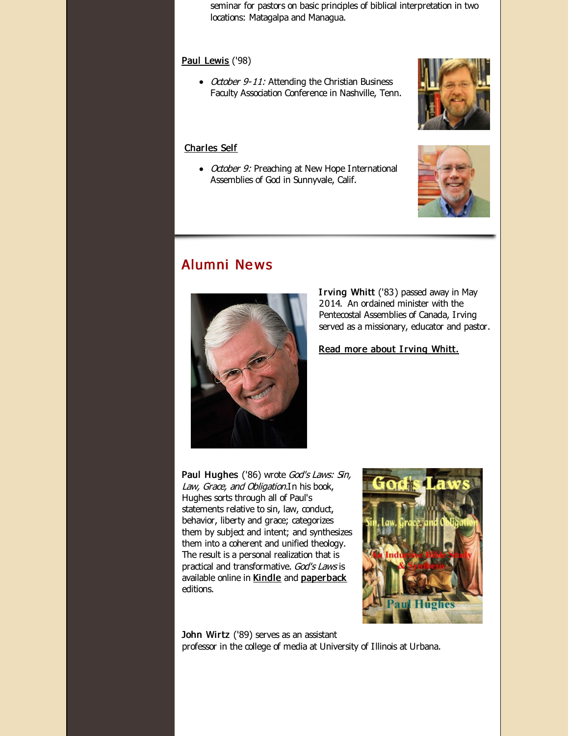seminar for pastors on basic principles of biblical interpretation in two locations: Matagalpa and Managua.

**Paul Lewis** ('98)

- *October 9-11:* Attending the Christian Business Faculty Association Conference in Nashville, Tenn.

**Charles Self**

- *October 9:* Preaching at New Hope International Assemblies of God in Sunnyvale, Calif.

## Alumni News

**Irving Whitt** ('83) passed away in May 2014. An ordained minister with the Pentecostal Assemblies of Canada, Irving served as a missionary, educator and pastor.

Read more about Irving Whitt.

**Paul Hughes** ('86) wrote *God's Laws: Sin, Law, Grace, and Obligation*. In his book, Hughes sorts through all of Paul's statements relative to sin, law, conduct, behavior, liberty and grace; categorizes them by subject and intent; and synthesizes them into a coherent and unified theology. The result is a personal realization that is practical and transformative. *God's Laws* is available online in Kindle and paperback editions.

**John Wirtz** ('89) serves as an assistant professor in the college of media at University of Illinois at Urbana.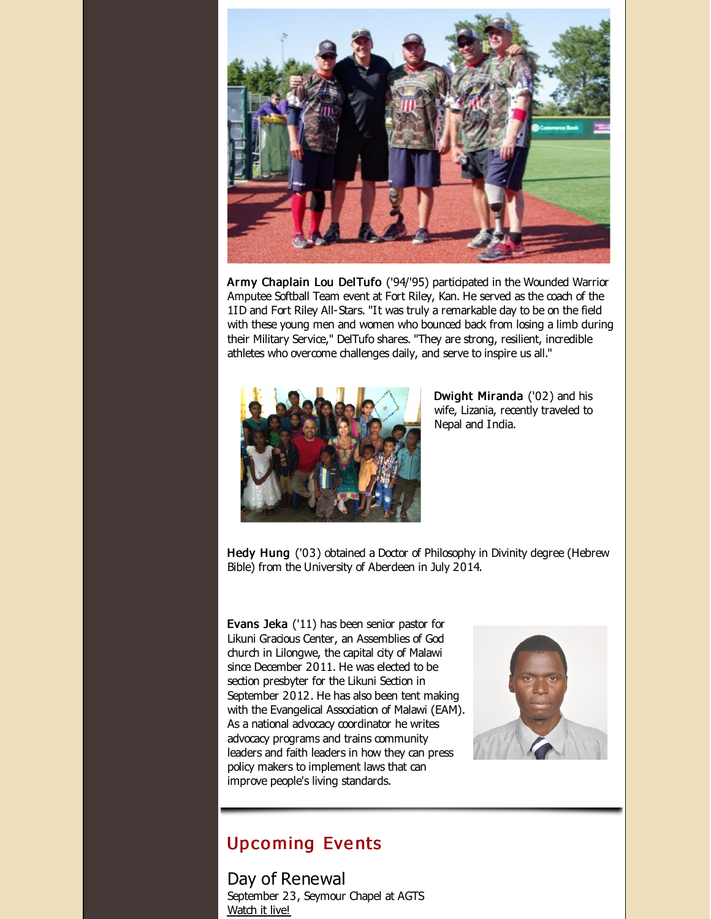**Army Chaplain Lou DelTufo** ('94/'95) participated in the Wounded Warrior Amputee Softball Team event at Fort Riley, Kan. He served as the coach of the 1ID and Fort Riley All-Stars. "It was truly a remarkable day to be on the field with these young men and women who bounced back from losing a limb during their Military Service," DelTufo shares. "They are strong, resilient, incredible athletes who overcome challenges daily, and serve to inspire us all."

**Dwight Miranda** ('02) and his wife, Lizania, recently traveled to Nepal and India.

**Hedy Hung** ('03) obtained a Doctor of Philosophy in Divinity degree (Hebrew Bible) from the University of Aberdeen in July 2014.

**Evans Jeka** ('11) has been senior pastor for Likuni Gracious Center, an Assemblies of God church in Lilongwe, the capital city of Malawi since December 2011. He was elected to be section presbyter for the Likuni Section in September 2012. He has also been tent making with the Evangelical Association of Malawi (EAM). As a national advocacy coordinator he writes advocacy programs and trains community leaders and faith leaders in how they can press policy makers to implement laws that can improve people's living standards.

## Upcoming Events

### Day of Renewal

September 23, Seymour Chapel at AGTS
Watch it live!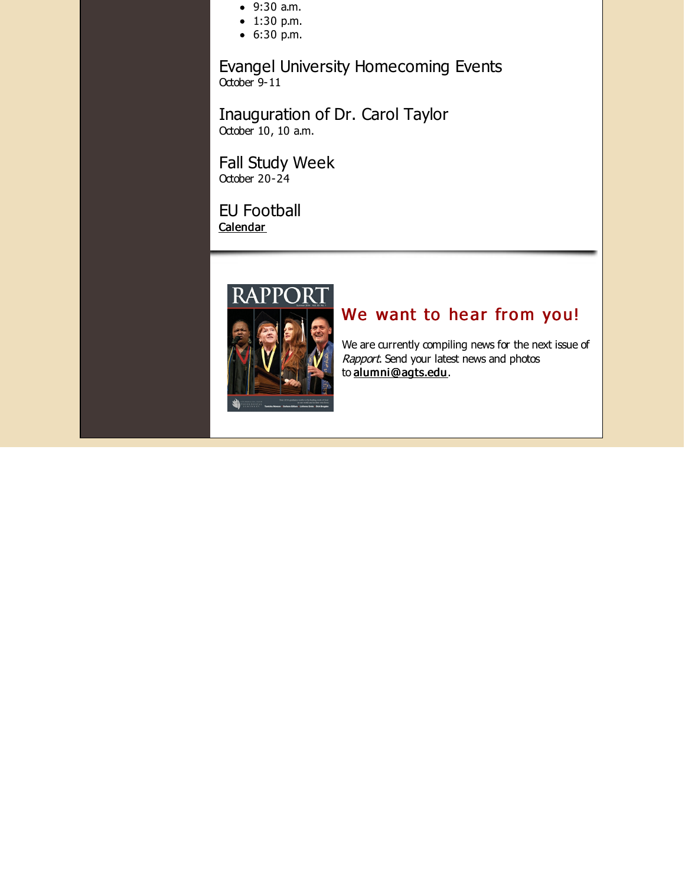- 9:30 a.m.
- 1:30 p.m.
- 6:30 p.m.

### Evangel University Homecoming Events
October 9-11

### Inauguration of Dr. Carol Taylor
October 10, 10 a.m.

### Fall Study Week
October 20-24

### EU Football
**Calendar**

## We want to hear from you!

We are currently compiling news for the next issue of *Rapport*. Send your latest news and photos to **alumni@agts.edu**.